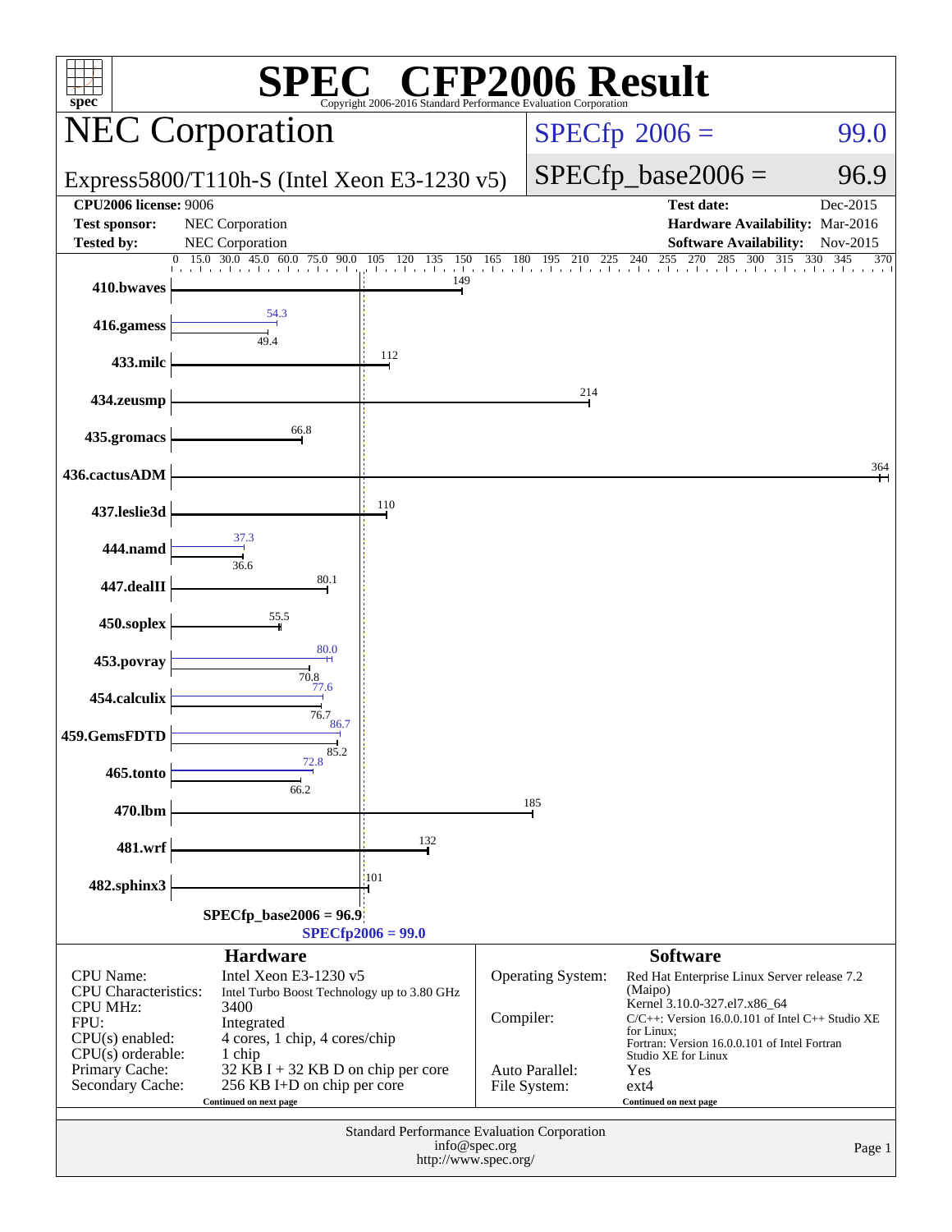# SPEC CFP2006 Result

Copyright 2006-2016 Standard Performance Evaluation Corporation

## NEC Corporation

Express5800/T110h-S (Intel Xeon E3-1230 v5)

SPECfp 2006 = 99.0

SPECfp_base2006 = 96.9

| | | | |
|---|---|---|---|
| **CPU2006 license:** 9006 | | **Test date:** | Dec-2015 |
| **Test sponsor:** | NEC Corporation | **Hardware Availability:** | Mar-2016 |
| **Tested by:** | NEC Corporation | **Software Availability:** | Nov-2015 |

| Benchmark | Base | Peak |
|---|---|---|
| 410.bwaves | 149 | 149 |
| 416.gamess | 49.4 | 54.3 |
| 433.milc | 112 | 112 |
| 434.zeusmp | 214 | 214 |
| 435.gromacs | 66.8 | 66.8 |
| 436.cactusADM | 364 | 364 |
| 437.leslie3d | 110 | 110 |
| 444.namd | 36.6 | 37.3 |
| 447.dealII | 80.1 | 80.1 |
| 450.soplex | 55.5 | 55.5 |
| 453.povray | 70.8 | 80.0 |
| 454.calculix | 76.7 | 77.6 |
| 459.GemsFDTD | 85.2 | 86.7 |
| 465.tonto | 66.2 | 72.8 |
| 470.lbm | 185 | 185 |
| 481.wrf | 132 | 132 |
| 482.sphinx3 | 101 | 101 |

SPECfp_base2006 = 96.9

SPECfp2006 = 99.0

### Hardware

| | |
|---|---|
| CPU Name: | Intel Xeon E3-1230 v5 |
| CPU Characteristics: | Intel Turbo Boost Technology up to 3.80 GHz |
| CPU MHz: | 3400 |
| FPU: | Integrated |
| CPU(s) enabled: | 4 cores, 1 chip, 4 cores/chip |
| CPU(s) orderable: | 1 chip |
| Primary Cache: | 32 KB I + 32 KB D on chip per core |
| Secondary Cache: | 256 KB I+D on chip per core |

Continued on next page

### Software

| | |
|---|---|
| Operating System: | Red Hat Enterprise Linux Server release 7.2 (Maipo) Kernel 3.10.0-327.el7.x86_64 |
| Compiler: | C/C++: Version 16.0.0.101 of Intel C++ Studio XE for Linux; Fortran: Version 16.0.0.101 of Intel Fortran Studio XE for Linux |
| Auto Parallel: | Yes |
| File System: | ext4 |

Continued on next page

Standard Performance Evaluation Corporation
info@spec.org
http://www.spec.org/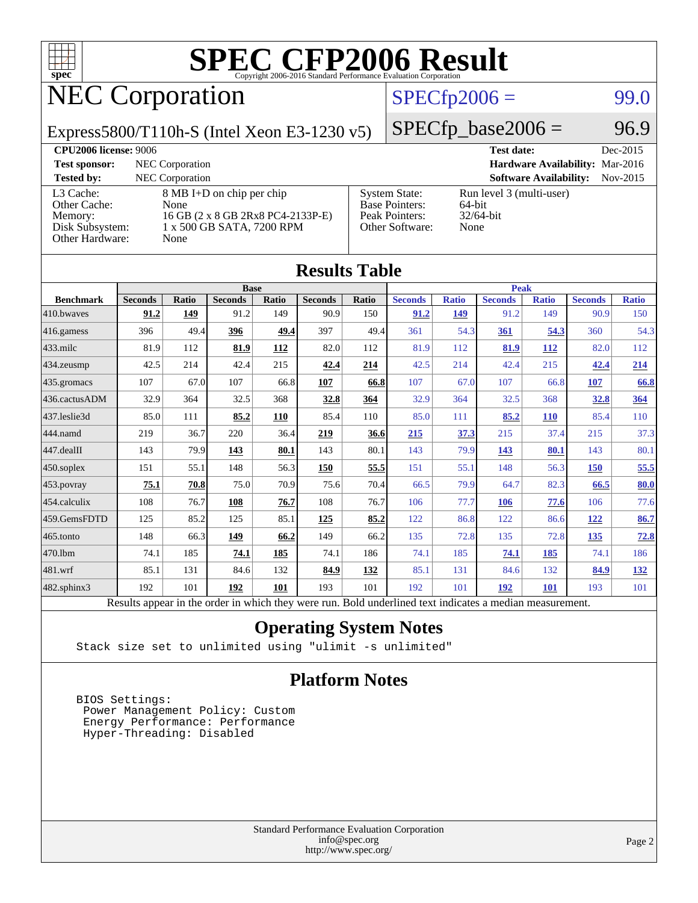# SPEC CFP2006 Result

Copyright 2006-2016 Standard Performance Evaluation Corporation

## NEC Corporation

Express5800/T110h-S (Intel Xeon E3-1230 v5)

SPECfp2006 = 99.0

SPECfp_base2006 = 96.9

| | | | |
|---|---|---|---|
| **CPU2006 license:** 9006 | | **Test date:** | Dec-2015 |
| **Test sponsor:** | NEC Corporation | **Hardware Availability:** | Mar-2016 |
| **Tested by:** | NEC Corporation | **Software Availability:** | Nov-2015 |

| | | | |
|---|---|---|---|
| L3 Cache: | 8 MB I+D on chip per chip | System State: | Run level 3 (multi-user) |
| Other Cache: | None | Base Pointers: | 64-bit |
| Memory: | 16 GB (2 x 8 GB 2Rx8 PC4-2133P-E) | Peak Pointers: | 32/64-bit |
| Disk Subsystem: | 1 x 500 GB SATA, 7200 RPM | Other Software: | None |
| Other Hardware: | None | | |

## Results Table

| | Base | | | | | | Peak | | | | | |
|---|---|---|---|---|---|---|---|---|---|---|---|---|
| **Benchmark** | **Seconds** | **Ratio** | **Seconds** | **Ratio** | **Seconds** | **Ratio** | **Seconds** | **Ratio** | **Seconds** | **Ratio** | **Seconds** | **Ratio** |
| 410.bwaves | **91.2** | **149** | 91.2 | 149 | 90.9 | 150 | **91.2** | **149** | 91.2 | 149 | 90.9 | 150 |
| 416.gamess | 396 | 49.4 | **396** | **49.4** | 397 | 49.4 | 361 | 54.3 | **361** | **54.3** | 360 | 54.3 |
| 433.milc | 81.9 | 112 | **81.9** | **112** | 82.0 | 112 | 81.9 | 112 | **81.9** | **112** | 82.0 | 112 |
| 434.zeusmp | 42.5 | 214 | 42.4 | 215 | **42.4** | **214** | 42.5 | 214 | 42.4 | 215 | **42.4** | **214** |
| 435.gromacs | 107 | 67.0 | 107 | 66.8 | **107** | **66.8** | 107 | 67.0 | 107 | 66.8 | **107** | **66.8** |
| 436.cactusADM | 32.9 | 364 | 32.5 | 368 | **32.8** | **364** | 32.9 | 364 | 32.5 | 368 | **32.8** | **364** |
| 437.leslie3d | 85.0 | 111 | **85.2** | **110** | 85.4 | 110 | 85.0 | 111 | **85.2** | **110** | 85.4 | 110 |
| 444.namd | 219 | 36.7 | 220 | 36.4 | **219** | **36.6** | **215** | **37.3** | 215 | 37.4 | 215 | 37.3 |
| 447.dealII | 143 | 79.9 | **143** | **80.1** | 143 | 80.1 | 143 | 79.9 | **143** | **80.1** | 143 | 80.1 |
| 450.soplex | 151 | 55.1 | 148 | 56.3 | **150** | **55.5** | 151 | 55.1 | 148 | 56.3 | **150** | **55.5** |
| 453.povray | **75.1** | **70.8** | 75.0 | 70.9 | 75.6 | 70.4 | 66.5 | 79.9 | 64.7 | 82.3 | **66.5** | **80.0** |
| 454.calculix | 108 | 76.7 | **108** | **76.7** | 108 | 76.7 | 106 | 77.7 | **106** | **77.6** | 106 | 77.6 |
| 459.GemsFDTD | 125 | 85.2 | 125 | 85.1 | **125** | **85.2** | 122 | 86.8 | 122 | 86.6 | **122** | **86.7** |
| 465.tonto | 148 | 66.3 | **149** | **66.2** | 149 | 66.2 | 135 | 72.8 | 135 | 72.8 | **135** | **72.8** |
| 470.lbm | 74.1 | 185 | **74.1** | **185** | 74.1 | 186 | 74.1 | 185 | **74.1** | **185** | 74.1 | 186 |
| 481.wrf | 85.1 | 131 | 84.6 | 132 | **84.9** | **132** | 85.1 | 131 | 84.6 | 132 | **84.9** | **132** |
| 482.sphinx3 | 192 | 101 | **192** | **101** | 193 | 101 | 192 | 101 | **192** | **101** | 193 | 101 |

Results appear in the order in which they were run. Bold underlined text indicates a median measurement.

## Operating System Notes

```
Stack size set to unlimited using "ulimit -s unlimited"
```

## Platform Notes

```
BIOS Settings:
 Power Management Policy: Custom
 Energy Performance: Performance
 Hyper-Threading: Disabled
```

Standard Performance Evaluation Corporation
info@spec.org
http://www.spec.org/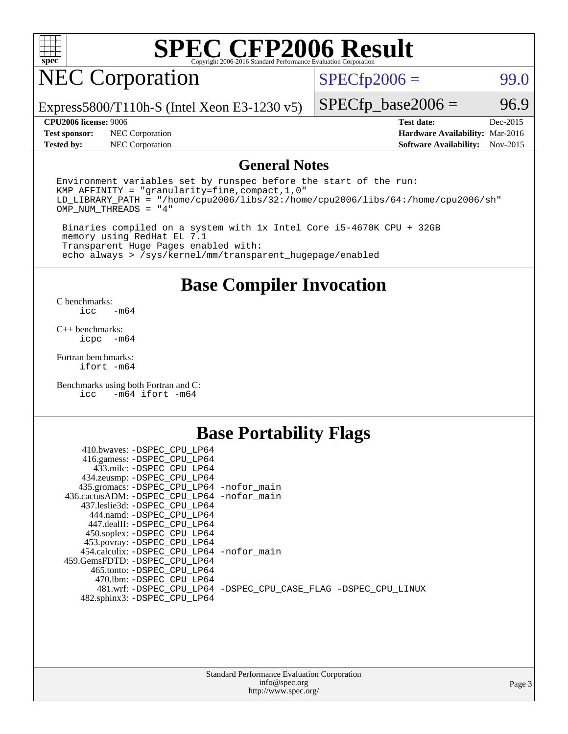# SPEC CFP2006 Result

Copyright 2006-2016 Standard Performance Evaluation Corporation

## NEC Corporation

Express5800/T110h-S (Intel Xeon E3-1230 v5)

SPECfp2006 = 99.0

SPECfp_base2006 = 96.9

| | | | |
|---|---|---|---|
| **CPU2006 license:** 9006 | | **Test date:** | Dec-2015 |
| **Test sponsor:** | NEC Corporation | **Hardware Availability:** | Mar-2016 |
| **Tested by:** | NEC Corporation | **Software Availability:** | Nov-2015 |

## General Notes

```
Environment variables set by runspec before the start of the run:
KMP_AFFINITY = "granularity=fine,compact,1,0"
LD_LIBRARY_PATH = "/home/cpu2006/libs/32:/home/cpu2006/libs/64:/home/cpu2006/sh"
OMP_NUM_THREADS = "4"

 Binaries compiled on a system with 1x Intel Core i5-4670K CPU + 32GB
 memory using RedHat EL 7.1
 Transparent Huge Pages enabled with:
 echo always > /sys/kernel/mm/transparent_hugepage/enabled
```

## Base Compiler Invocation

C benchmarks:
 `icc -m64`

C++ benchmarks:
 `icpc -m64`

Fortran benchmarks:
 `ifort -m64`

Benchmarks using both Fortran and C:
 `icc -m64 ifort -m64`

## Base Portability Flags

410.bwaves: -DSPEC_CPU_LP64
416.gamess: -DSPEC_CPU_LP64
433.milc: -DSPEC_CPU_LP64
434.zeusmp: -DSPEC_CPU_LP64
435.gromacs: -DSPEC_CPU_LP64 -nofor_main
436.cactusADM: -DSPEC_CPU_LP64 -nofor_main
437.leslie3d: -DSPEC_CPU_LP64
444.namd: -DSPEC_CPU_LP64
447.dealII: -DSPEC_CPU_LP64
450.soplex: -DSPEC_CPU_LP64
453.povray: -DSPEC_CPU_LP64
454.calculix: -DSPEC_CPU_LP64 -nofor_main
459.GemsFDTD: -DSPEC_CPU_LP64
465.tonto: -DSPEC_CPU_LP64
470.lbm: -DSPEC_CPU_LP64
481.wrf: -DSPEC_CPU_LP64 -DSPEC_CPU_CASE_FLAG -DSPEC_CPU_LINUX
482.sphinx3: -DSPEC_CPU_LP64

Standard Performance Evaluation Corporation
info@spec.org
http://www.spec.org/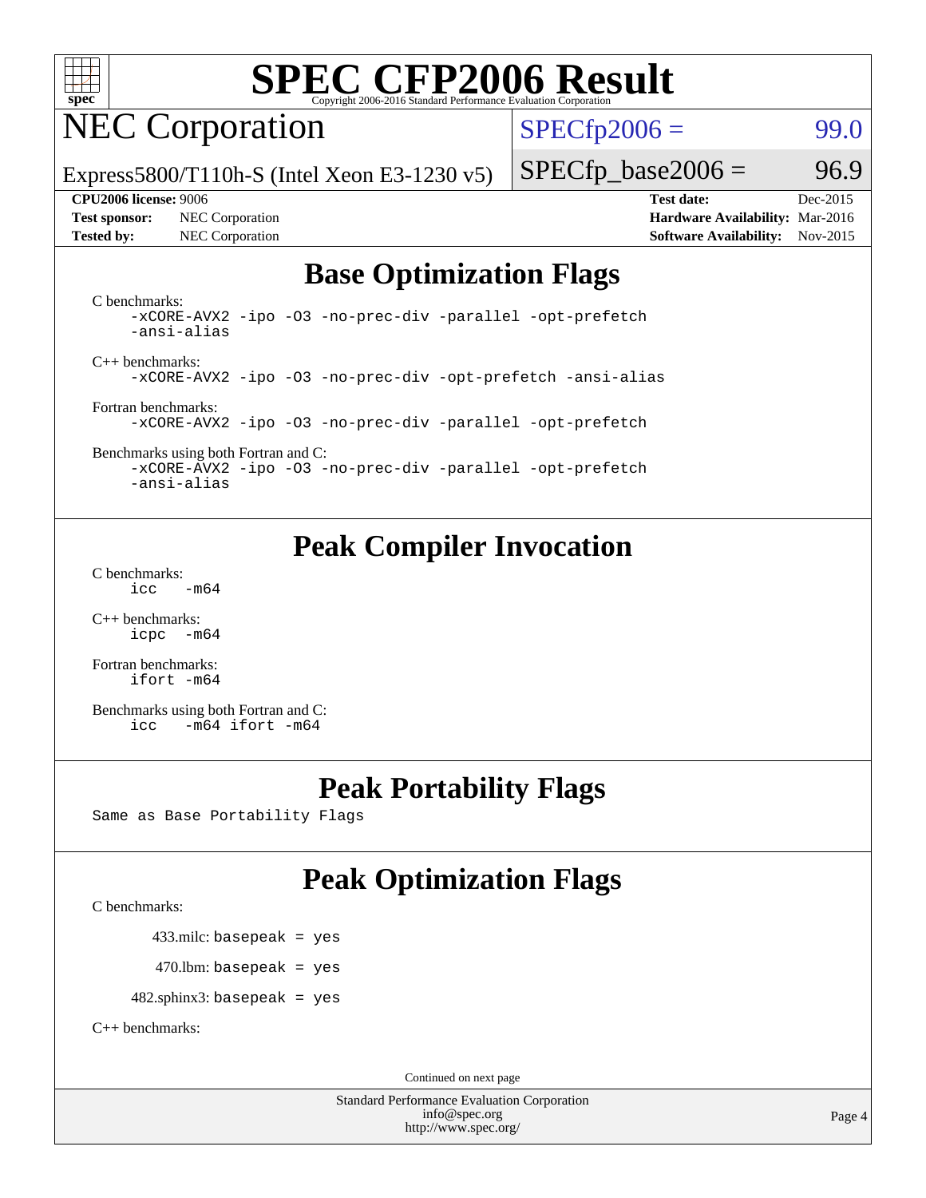# SPEC CFP2006 Result

Copyright 2006-2016 Standard Performance Evaluation Corporation

## NEC Corporation

Express5800/T110h-S (Intel Xeon E3-1230 v5)

SPECfp2006 = 99.0

SPECfp_base2006 = 96.9

| | | | |
|---|---|---|---|
| **CPU2006 license:** 9006 | | **Test date:** | Dec-2015 |
| **Test sponsor:** | NEC Corporation | **Hardware Availability:** | Mar-2016 |
| **Tested by:** | NEC Corporation | **Software Availability:** | Nov-2015 |

## Base Optimization Flags

C benchmarks:

```
-xCORE-AVX2 -ipo -O3 -no-prec-div -parallel -opt-prefetch
-ansi-alias
```

C++ benchmarks:

```
-xCORE-AVX2 -ipo -O3 -no-prec-div -opt-prefetch -ansi-alias
```

Fortran benchmarks:

```
-xCORE-AVX2 -ipo -O3 -no-prec-div -parallel -opt-prefetch
```

Benchmarks using both Fortran and C:

```
-xCORE-AVX2 -ipo -O3 -no-prec-div -parallel -opt-prefetch
-ansi-alias
```

## Peak Compiler Invocation

C benchmarks:

```
icc   -m64
```

C++ benchmarks:

```
icpc  -m64
```

Fortran benchmarks:

```
ifort -m64
```

Benchmarks using both Fortran and C:

```
icc   -m64 ifort -m64
```

## Peak Portability Flags

Same as Base Portability Flags

## Peak Optimization Flags

C benchmarks:

433.milc: basepeak = yes

470.lbm: basepeak = yes

482.sphinx3: basepeak = yes

C++ benchmarks:

Continued on next page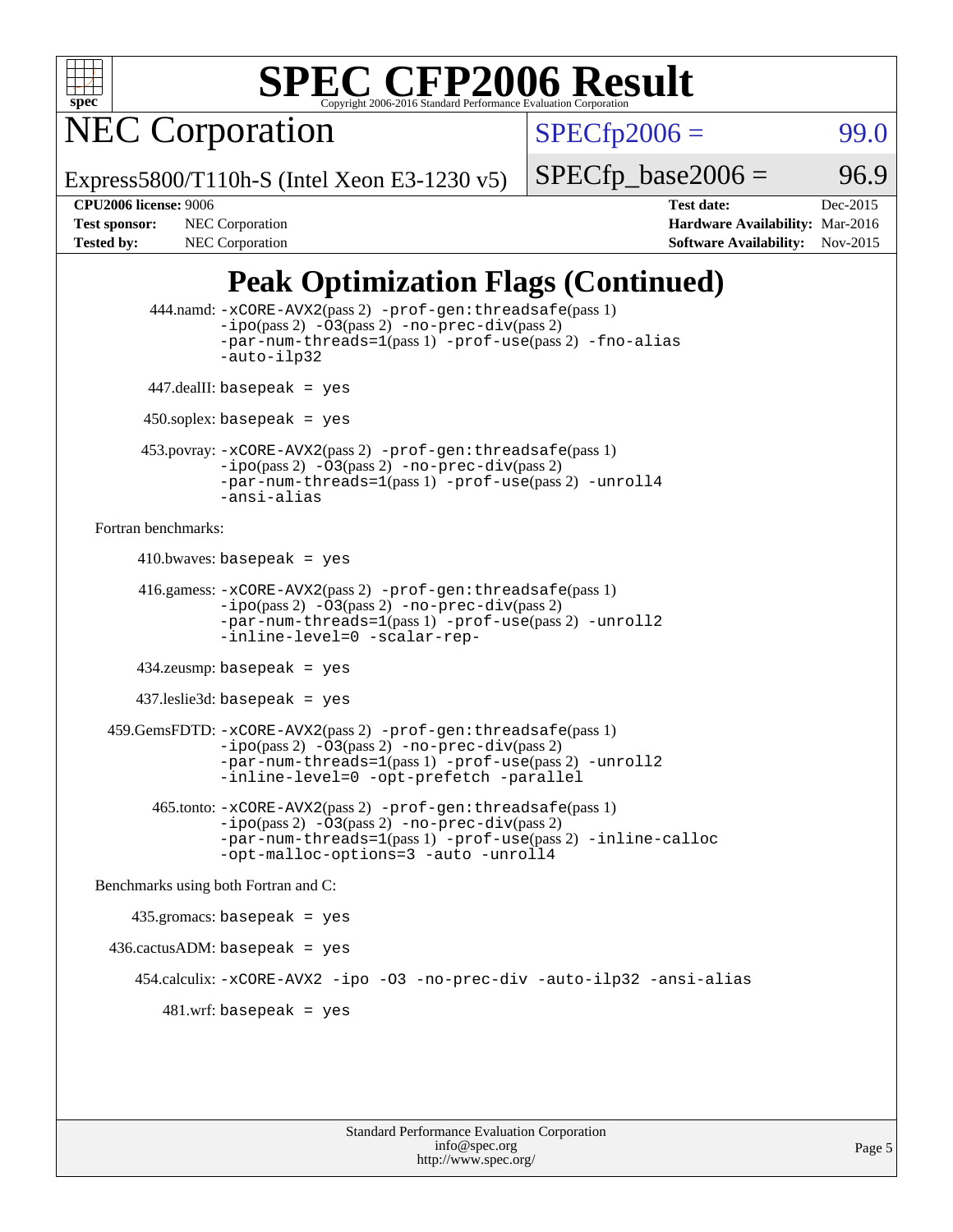# SPEC CFP2006 Result

Copyright 2006-2016 Standard Performance Evaluation Corporation

**NEC Corporation**

Express5800/T110h-S (Intel Xeon E3-1230 v5)

SPECfp2006 = 99.0

SPECfp_base2006 = 96.9

| | | | |
|---|---|---|---|
| **CPU2006 license:** | 9006 | **Test date:** | Dec-2015 |
| **Test sponsor:** | NEC Corporation | **Hardware Availability:** | Mar-2016 |
| **Tested by:** | NEC Corporation | **Software Availability:** | Nov-2015 |

## Peak Optimization Flags (Continued)

444.namd: -xCORE-AVX2(pass 2) -prof-gen:threadsafe(pass 1) -ipo(pass 2) -O3(pass 2) -no-prec-div(pass 2) -par-num-threads=1(pass 1) -prof-use(pass 2) -fno-alias -auto-ilp32

447.dealII: basepeak = yes

450.soplex: basepeak = yes

453.povray: -xCORE-AVX2(pass 2) -prof-gen:threadsafe(pass 1) -ipo(pass 2) -O3(pass 2) -no-prec-div(pass 2) -par-num-threads=1(pass 1) -prof-use(pass 2) -unroll4 -ansi-alias

Fortran benchmarks:

410.bwaves: basepeak = yes

416.gamess: -xCORE-AVX2(pass 2) -prof-gen:threadsafe(pass 1) -ipo(pass 2) -O3(pass 2) -no-prec-div(pass 2) -par-num-threads=1(pass 1) -prof-use(pass 2) -unroll2 -inline-level=0 -scalar-rep-

434.zeusmp: basepeak = yes

437.leslie3d: basepeak = yes

459.GemsFDTD: -xCORE-AVX2(pass 2) -prof-gen:threadsafe(pass 1) -ipo(pass 2) -O3(pass 2) -no-prec-div(pass 2) -par-num-threads=1(pass 1) -prof-use(pass 2) -unroll2 -inline-level=0 -opt-prefetch -parallel

465.tonto: -xCORE-AVX2(pass 2) -prof-gen:threadsafe(pass 1) -ipo(pass 2) -O3(pass 2) -no-prec-div(pass 2) -par-num-threads=1(pass 1) -prof-use(pass 2) -inline-calloc -opt-malloc-options=3 -auto -unroll4

Benchmarks using both Fortran and C:

435.gromacs: basepeak = yes

436.cactusADM: basepeak = yes

454.calculix: -xCORE-AVX2 -ipo -O3 -no-prec-div -auto-ilp32 -ansi-alias

481.wrf: basepeak = yes

Standard Performance Evaluation Corporation
info@spec.org
http://www.spec.org/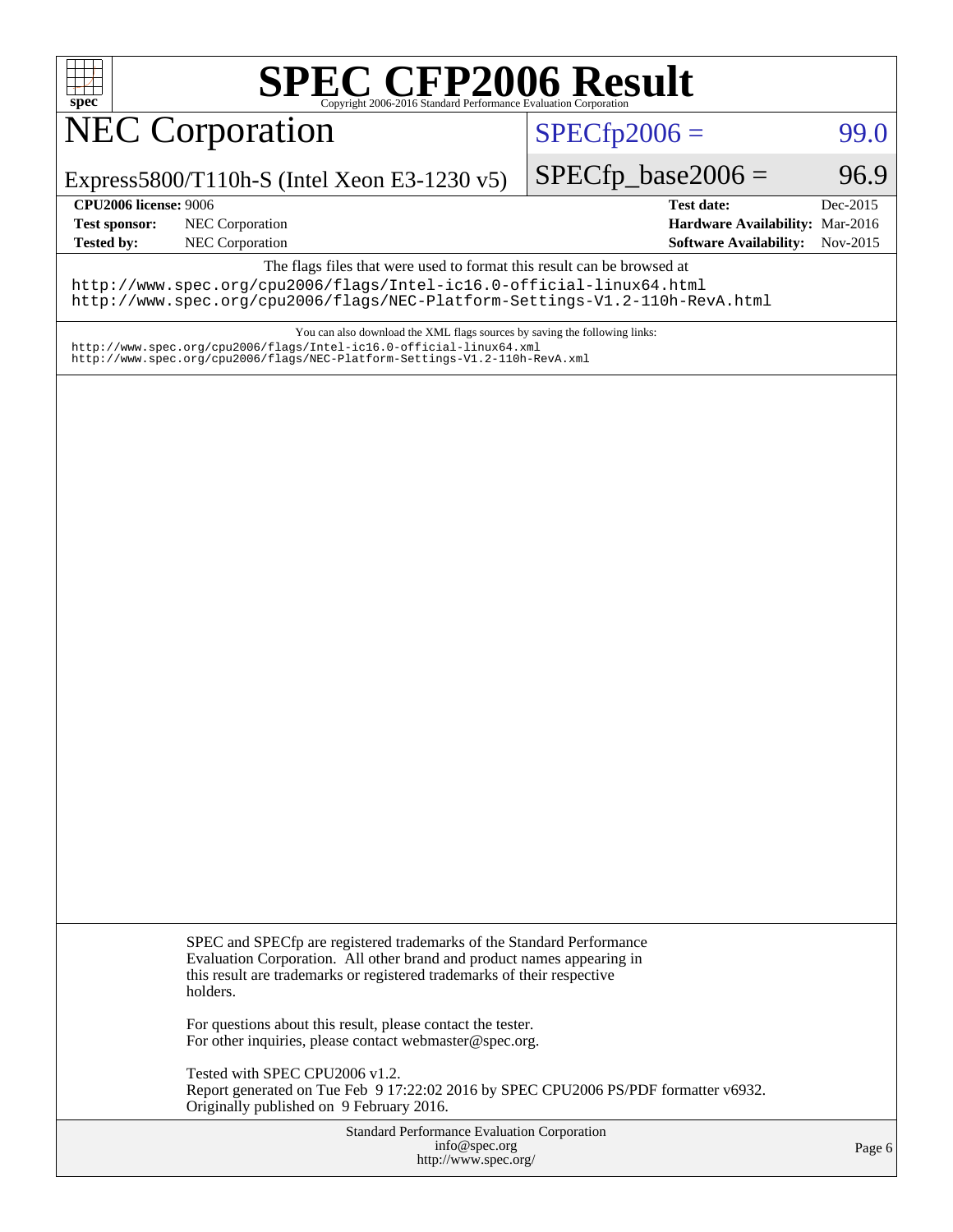# SPEC CFP2006 Result

Copyright 2006-2016 Standard Performance Evaluation Corporation

## NEC Corporation

Express5800/T110h-S (Intel Xeon E3-1230 v5)

SPECfp2006 = 99.0

SPECfp_base2006 = 96.9

| | | | |
|---|---|---|---|
| **CPU2006 license:** | 9006 | **Test date:** | Dec-2015 |
| **Test sponsor:** | NEC Corporation | **Hardware Availability:** | Mar-2016 |
| **Tested by:** | NEC Corporation | **Software Availability:** | Nov-2015 |

The flags files that were used to format this result can be browsed at

http://www.spec.org/cpu2006/flags/Intel-ic16.0-official-linux64.html
http://www.spec.org/cpu2006/flags/NEC-Platform-Settings-V1.2-110h-RevA.html

You can also download the XML flags sources by saving the following links:

http://www.spec.org/cpu2006/flags/Intel-ic16.0-official-linux64.xml
http://www.spec.org/cpu2006/flags/NEC-Platform-Settings-V1.2-110h-RevA.xml

SPEC and SPECfp are registered trademarks of the Standard Performance Evaluation Corporation. All other brand and product names appearing in this result are trademarks or registered trademarks of their respective holders.

For questions about this result, please contact the tester.
For other inquiries, please contact webmaster@spec.org.

Tested with SPEC CPU2006 v1.2.
Report generated on Tue Feb 9 17:22:02 2016 by SPEC CPU2006 PS/PDF formatter v6932.
Originally published on 9 February 2016.

Standard Performance Evaluation Corporation
info@spec.org
http://www.spec.org/